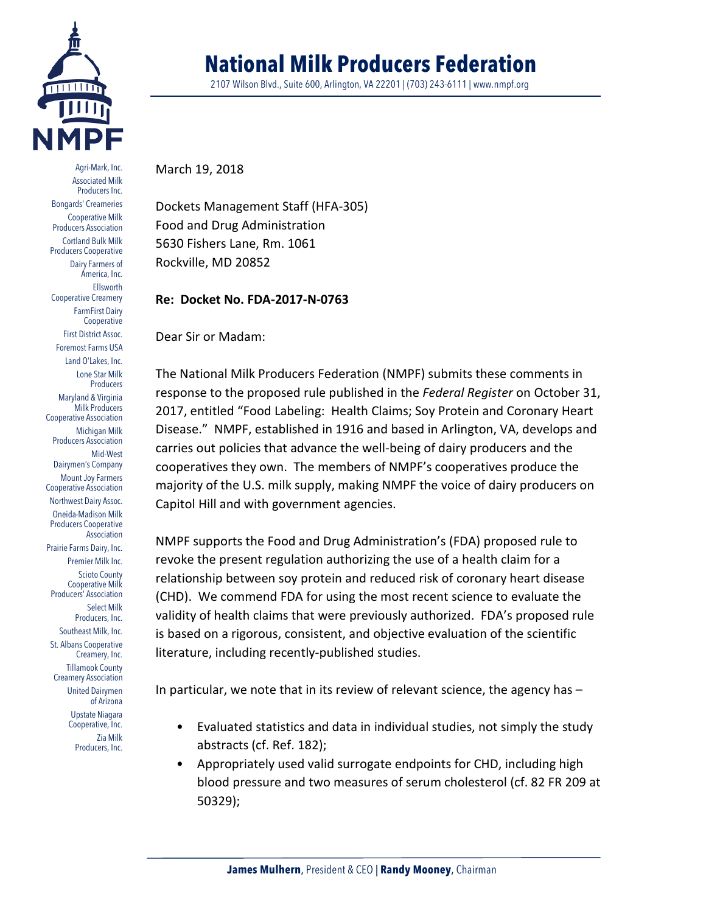# National Milk Producers Federation

2107 Wilson Blvd., Suite 600, Arlington, VA 22201 | (703) 243-6111 | www.nmpf.org

Agri-Mark, Inc.
Associated Milk Producers Inc.
Bongards' Creameries
Cooperative Milk Producers Association
Cortland Bulk Milk Producers Cooperative
Dairy Farmers of America, Inc.
Ellsworth Cooperative Creamery
FarmFirst Dairy Cooperative
First District Assoc.
Foremost Farms USA
Land O'Lakes, Inc.
Lone Star Milk Producers
Maryland & Virginia Milk Producers Cooperative Association
Michigan Milk Producers Association
Mid-West Dairymen's Company
Mount Joy Farmers Cooperative Association
Northwest Dairy Assoc.
Oneida-Madison Milk Producers Cooperative Association
Prairie Farms Dairy, Inc.
Premier Milk Inc.
Scioto County Cooperative Milk Producers' Association
Select Milk Producers, Inc.
Southeast Milk, Inc.
St. Albans Cooperative Creamery, Inc.
Tillamook County Creamery Association
United Dairymen of Arizona
Upstate Niagara Cooperative, Inc.
Zia Milk Producers, Inc.

March 19, 2018

Dockets Management Staff (HFA-305)
Food and Drug Administration
5630 Fishers Lane, Rm. 1061
Rockville, MD 20852

**Re: Docket No. FDA-2017-N-0763**

Dear Sir or Madam:

The National Milk Producers Federation (NMPF) submits these comments in response to the proposed rule published in the *Federal Register* on October 31, 2017, entitled "Food Labeling: Health Claims; Soy Protein and Coronary Heart Disease." NMPF, established in 1916 and based in Arlington, VA, develops and carries out policies that advance the well-being of dairy producers and the cooperatives they own. The members of NMPF's cooperatives produce the majority of the U.S. milk supply, making NMPF the voice of dairy producers on Capitol Hill and with government agencies.

NMPF supports the Food and Drug Administration's (FDA) proposed rule to revoke the present regulation authorizing the use of a health claim for a relationship between soy protein and reduced risk of coronary heart disease (CHD). We commend FDA for using the most recent science to evaluate the validity of health claims that were previously authorized. FDA's proposed rule is based on a rigorous, consistent, and objective evaluation of the scientific literature, including recently-published studies.

In particular, we note that in its review of relevant science, the agency has –

- Evaluated statistics and data in individual studies, not simply the study abstracts (cf. Ref. 182);
- Appropriately used valid surrogate endpoints for CHD, including high blood pressure and two measures of serum cholesterol (cf. 82 FR 209 at 50329);

**James Mulhern**, President & CEO | **Randy Mooney**, Chairman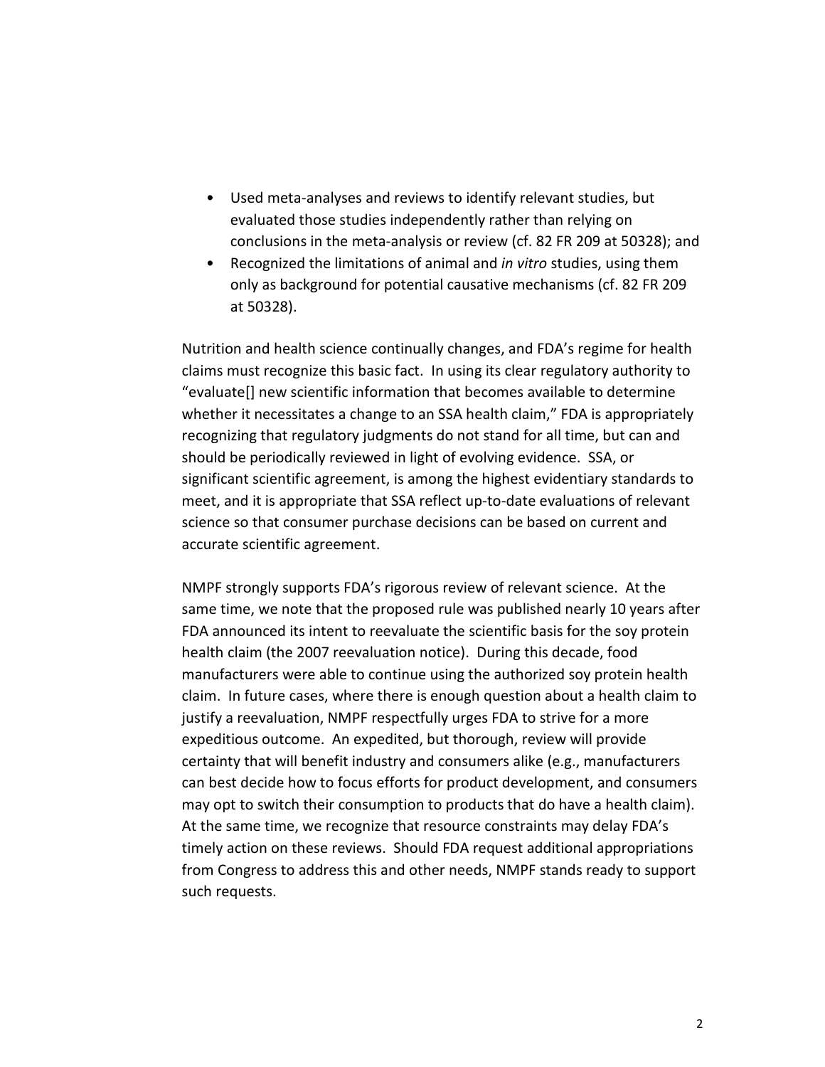- Used meta-analyses and reviews to identify relevant studies, but evaluated those studies independently rather than relying on conclusions in the meta-analysis or review (cf. 82 FR 209 at 50328); and
- Recognized the limitations of animal and *in vitro* studies, using them only as background for potential causative mechanisms (cf. 82 FR 209 at 50328).

Nutrition and health science continually changes, and FDA's regime for health claims must recognize this basic fact. In using its clear regulatory authority to "evaluate[] new scientific information that becomes available to determine whether it necessitates a change to an SSA health claim," FDA is appropriately recognizing that regulatory judgments do not stand for all time, but can and should be periodically reviewed in light of evolving evidence. SSA, or significant scientific agreement, is among the highest evidentiary standards to meet, and it is appropriate that SSA reflect up-to-date evaluations of relevant science so that consumer purchase decisions can be based on current and accurate scientific agreement.

NMPF strongly supports FDA's rigorous review of relevant science. At the same time, we note that the proposed rule was published nearly 10 years after FDA announced its intent to reevaluate the scientific basis for the soy protein health claim (the 2007 reevaluation notice). During this decade, food manufacturers were able to continue using the authorized soy protein health claim. In future cases, where there is enough question about a health claim to justify a reevaluation, NMPF respectfully urges FDA to strive for a more expeditious outcome. An expedited, but thorough, review will provide certainty that will benefit industry and consumers alike (e.g., manufacturers can best decide how to focus efforts for product development, and consumers may opt to switch their consumption to products that do have a health claim). At the same time, we recognize that resource constraints may delay FDA's timely action on these reviews. Should FDA request additional appropriations from Congress to address this and other needs, NMPF stands ready to support such requests.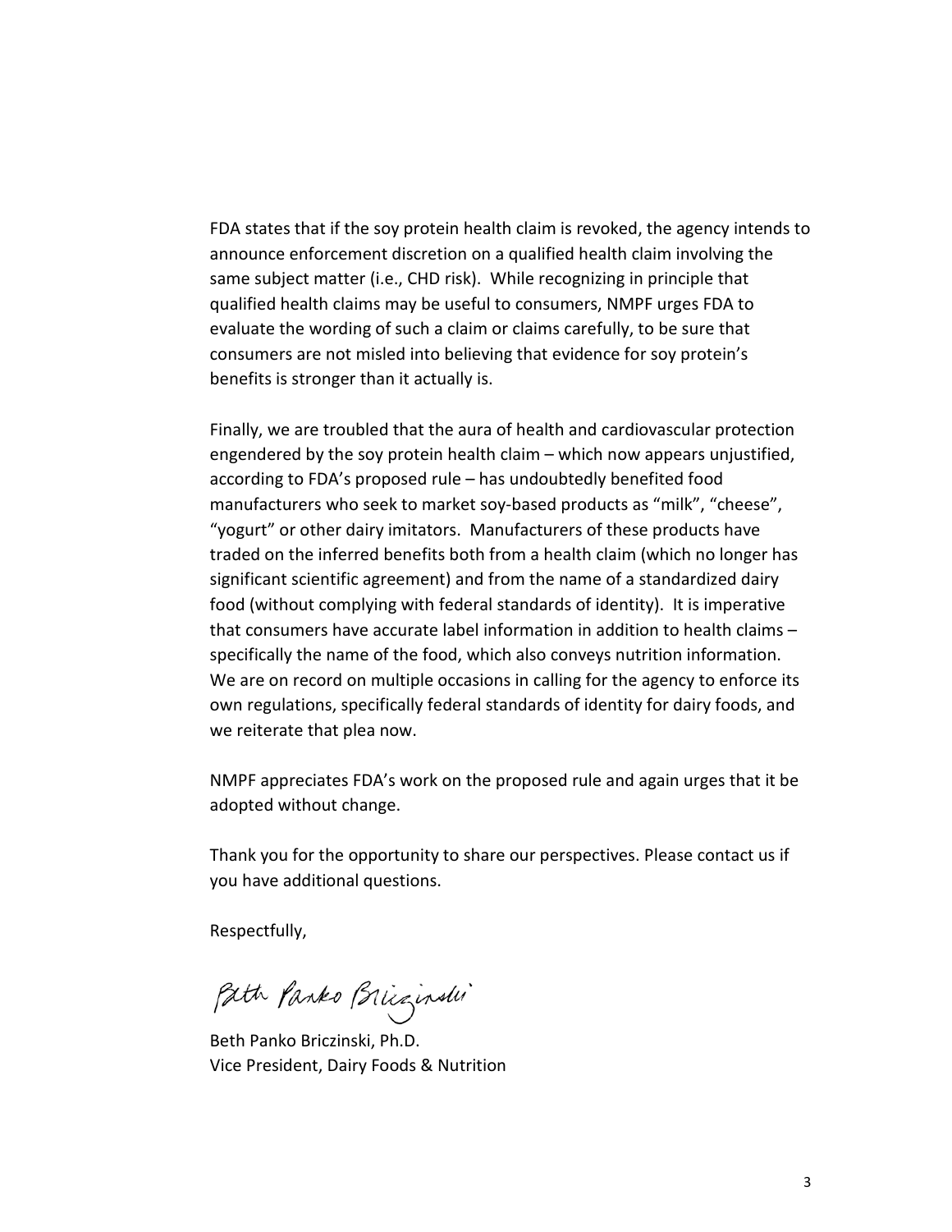FDA states that if the soy protein health claim is revoked, the agency intends to announce enforcement discretion on a qualified health claim involving the same subject matter (i.e., CHD risk). While recognizing in principle that qualified health claims may be useful to consumers, NMPF urges FDA to evaluate the wording of such a claim or claims carefully, to be sure that consumers are not misled into believing that evidence for soy protein's benefits is stronger than it actually is.

Finally, we are troubled that the aura of health and cardiovascular protection engendered by the soy protein health claim – which now appears unjustified, according to FDA's proposed rule – has undoubtedly benefited food manufacturers who seek to market soy-based products as "milk", "cheese", "yogurt" or other dairy imitators. Manufacturers of these products have traded on the inferred benefits both from a health claim (which no longer has significant scientific agreement) and from the name of a standardized dairy food (without complying with federal standards of identity). It is imperative that consumers have accurate label information in addition to health claims – specifically the name of the food, which also conveys nutrition information. We are on record on multiple occasions in calling for the agency to enforce its own regulations, specifically federal standards of identity for dairy foods, and we reiterate that plea now.

NMPF appreciates FDA's work on the proposed rule and again urges that it be adopted without change.

Thank you for the opportunity to share our perspectives. Please contact us if you have additional questions.

Respectfully,

Beth Panko Briczinski

Beth Panko Briczinski, Ph.D.
Vice President, Dairy Foods & Nutrition